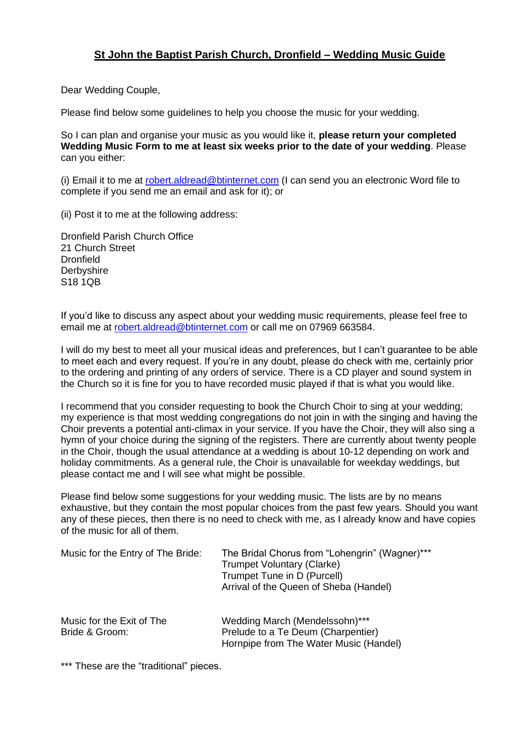# St John the Baptist Parish Church, Dronfield – Wedding Music Guide

Dear Wedding Couple,

Please find below some guidelines to help you choose the music for your wedding.

So I can plan and organise your music as you would like it, **please return your completed Wedding Music Form to me at least six weeks prior to the date of your wedding**. Please can you either:

(i) Email it to me at robert.aldread@btinternet.com (I can send you an electronic Word file to complete if you send me an email and ask for it); or

(ii) Post it to me at the following address:

Dronfield Parish Church Office
21 Church Street
Dronfield
Derbyshire
S18 1QB

If you'd like to discuss any aspect about your wedding music requirements, please feel free to email me at robert.aldread@btinternet.com or call me on 07969 663584.

I will do my best to meet all your musical ideas and preferences, but I can't guarantee to be able to meet each and every request. If you're in any doubt, please do check with me, certainly prior to the ordering and printing of any orders of service. There is a CD player and sound system in the Church so it is fine for you to have recorded music played if that is what you would like.

I recommend that you consider requesting to book the Church Choir to sing at your wedding; my experience is that most wedding congregations do not join in with the singing and having the Choir prevents a potential anti-climax in your service. If you have the Choir, they will also sing a hymn of your choice during the signing of the registers. There are currently about twenty people in the Choir, though the usual attendance at a wedding is about 10-12 depending on work and holiday commitments. As a general rule, the Choir is unavailable for weekday weddings, but please contact me and I will see what might be possible.

Please find below some suggestions for your wedding music. The lists are by no means exhaustive, but they contain the most popular choices from the past few years. Should you want any of these pieces, then there is no need to check with me, as I already know and have copies of the music for all of them.

| | |
|---|---|
| Music for the Entry of The Bride: | The Bridal Chorus from "Lohengrin" (Wagner)***<br>Trumpet Voluntary (Clarke)<br>Trumpet Tune in D (Purcell)<br>Arrival of the Queen of Sheba (Handel) |
| Music for the Exit of The Bride & Groom: | Wedding March (Mendelssohn)***<br>Prelude to a Te Deum (Charpentier)<br>Hornpipe from The Water Music (Handel) |

*** These are the "traditional" pieces.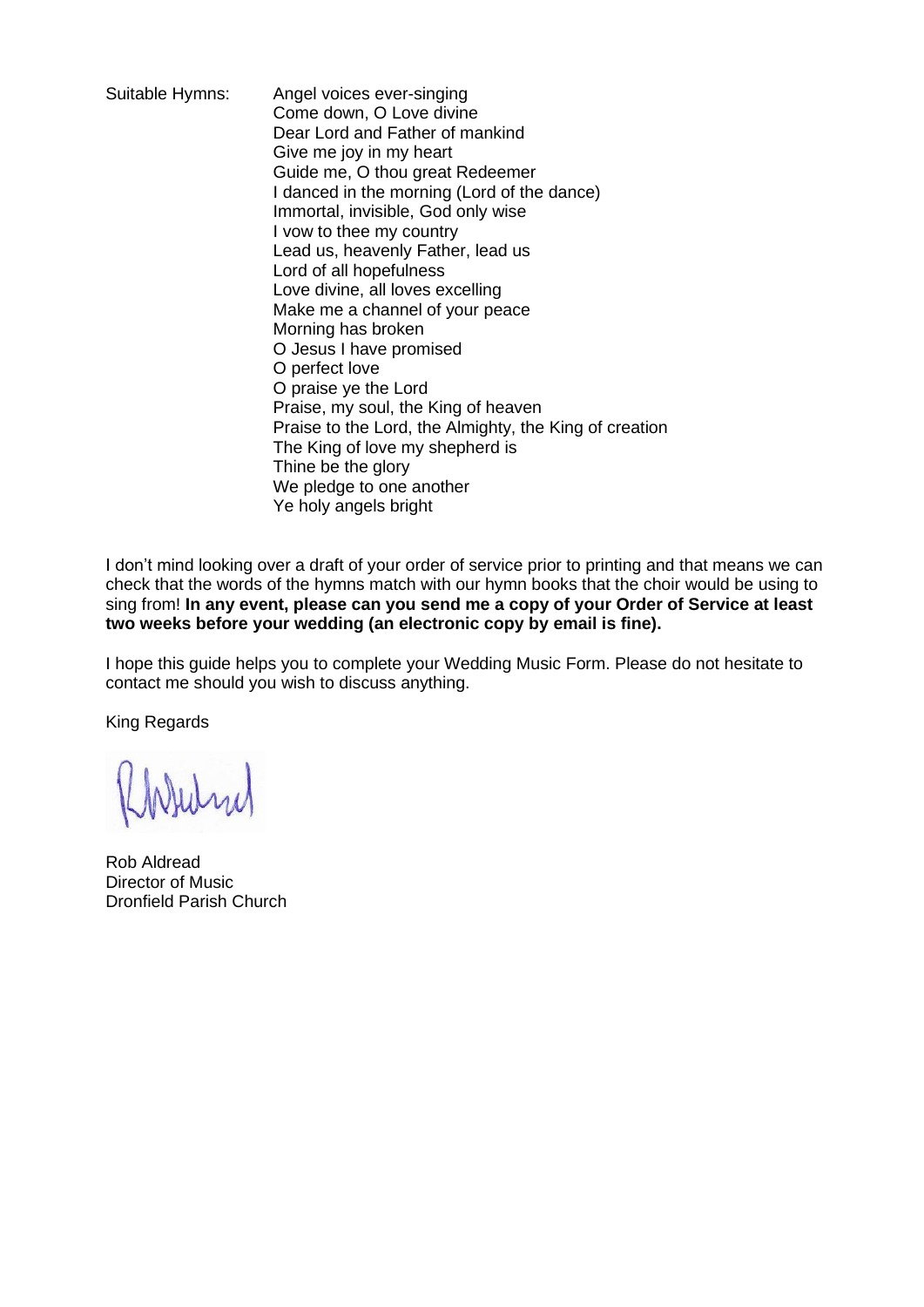Suitable Hymns:

- Angel voices ever-singing
- Come down, O Love divine
- Dear Lord and Father of mankind
- Give me joy in my heart
- Guide me, O thou great Redeemer
- I danced in the morning (Lord of the dance)
- Immortal, invisible, God only wise
- I vow to thee my country
- Lead us, heavenly Father, lead us
- Lord of all hopefulness
- Love divine, all loves excelling
- Make me a channel of your peace
- Morning has broken
- O Jesus I have promised
- O perfect love
- O praise ye the Lord
- Praise, my soul, the King of heaven
- Praise to the Lord, the Almighty, the King of creation
- The King of love my shepherd is
- Thine be the glory
- We pledge to one another
- Ye holy angels bright

I don't mind looking over a draft of your order of service prior to printing and that means we can check that the words of the hymns match with our hymn books that the choir would be using to sing from! **In any event, please can you send me a copy of your Order of Service at least two weeks before your wedding (an electronic copy by email is fine).**

I hope this guide helps you to complete your Wedding Music Form. Please do not hesitate to contact me should you wish to discuss anything.

King Regards

Rob Aldread
Director of Music
Dronfield Parish Church